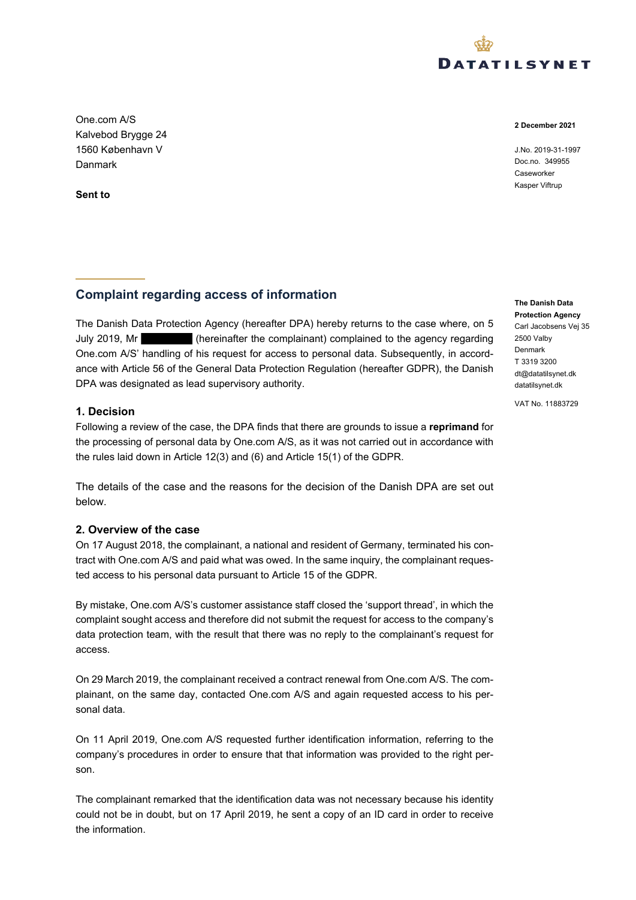DATATILSYNET

One.com A/S
Kalvebod Brygge 24
1560 København V
Danmark

**Sent to**

**2 December 2021**

J.No. 2019-31-1997
Doc.no. 349955
Caseworker
Kasper Viftrup

**The Danish Data Protection Agency**
Carl Jacobsens Vej 35
2500 Valby
Denmark
T 3319 3200
dt@datatilsynet.dk
datatilsynet.dk

VAT No. 11883729

## Complaint regarding access of information

The Danish Data Protection Agency (hereafter DPA) hereby returns to the case where, on 5 July 2019, Mr ██████ (hereinafter the complainant) complained to the agency regarding One.com A/S' handling of his request for access to personal data. Subsequently, in accordance with Article 56 of the General Data Protection Regulation (hereafter GDPR), the Danish DPA was designated as lead supervisory authority.

### 1. Decision

Following a review of the case, the DPA finds that there are grounds to issue a **reprimand** for the processing of personal data by One.com A/S, as it was not carried out in accordance with the rules laid down in Article 12(3) and (6) and Article 15(1) of the GDPR.

The details of the case and the reasons for the decision of the Danish DPA are set out below.

### 2. Overview of the case

On 17 August 2018, the complainant, a national and resident of Germany, terminated his contract with One.com A/S and paid what was owed. In the same inquiry, the complainant requested access to his personal data pursuant to Article 15 of the GDPR.

By mistake, One.com A/S's customer assistance staff closed the 'support thread', in which the complaint sought access and therefore did not submit the request for access to the company's data protection team, with the result that there was no reply to the complainant's request for access.

On 29 March 2019, the complainant received a contract renewal from One.com A/S. The complainant, on the same day, contacted One.com A/S and again requested access to his personal data.

On 11 April 2019, One.com A/S requested further identification information, referring to the company's procedures in order to ensure that that information was provided to the right person.

The complainant remarked that the identification data was not necessary because his identity could not be in doubt, but on 17 April 2019, he sent a copy of an ID card in order to receive the information.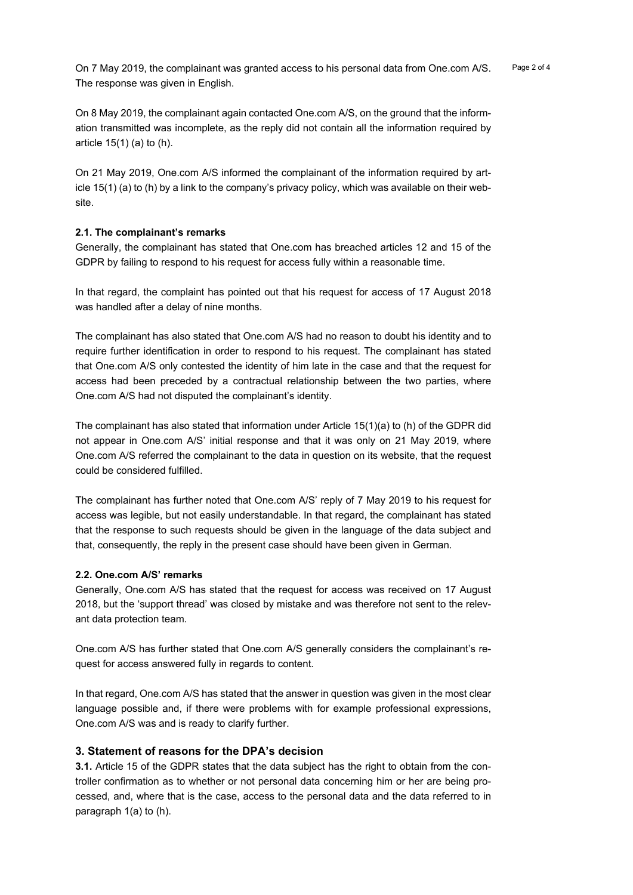On 7 May 2019, the complainant was granted access to his personal data from One.com A/S. The response was given in English.

On 8 May 2019, the complainant again contacted One.com A/S, on the ground that the information transmitted was incomplete, as the reply did not contain all the information required by article 15(1) (a) to (h).

On 21 May 2019, One.com A/S informed the complainant of the information required by article 15(1) (a) to (h) by a link to the company's privacy policy, which was available on their website.

**2.1. The complainant's remarks**

Generally, the complainant has stated that One.com has breached articles 12 and 15 of the GDPR by failing to respond to his request for access fully within a reasonable time.

In that regard, the complaint has pointed out that his request for access of 17 August 2018 was handled after a delay of nine months.

The complainant has also stated that One.com A/S had no reason to doubt his identity and to require further identification in order to respond to his request. The complainant has stated that One.com A/S only contested the identity of him late in the case and that the request for access had been preceded by a contractual relationship between the two parties, where One.com A/S had not disputed the complainant's identity.

The complainant has also stated that information under Article 15(1)(a) to (h) of the GDPR did not appear in One.com A/S' initial response and that it was only on 21 May 2019, where One.com A/S referred the complainant to the data in question on its website, that the request could be considered fulfilled.

The complainant has further noted that One.com A/S' reply of 7 May 2019 to his request for access was legible, but not easily understandable. In that regard, the complainant has stated that the response to such requests should be given in the language of the data subject and that, consequently, the reply in the present case should have been given in German.

**2.2. One.com A/S' remarks**

Generally, One.com A/S has stated that the request for access was received on 17 August 2018, but the 'support thread' was closed by mistake and was therefore not sent to the relevant data protection team.

One.com A/S has further stated that One.com A/S generally considers the complainant's request for access answered fully in regards to content.

In that regard, One.com A/S has stated that the answer in question was given in the most clear language possible and, if there were problems with for example professional expressions, One.com A/S was and is ready to clarify further.

## 3. Statement of reasons for the DPA's decision

**3.1.** Article 15 of the GDPR states that the data subject has the right to obtain from the controller confirmation as to whether or not personal data concerning him or her are being processed, and, where that is the case, access to the personal data and the data referred to in paragraph 1(a) to (h).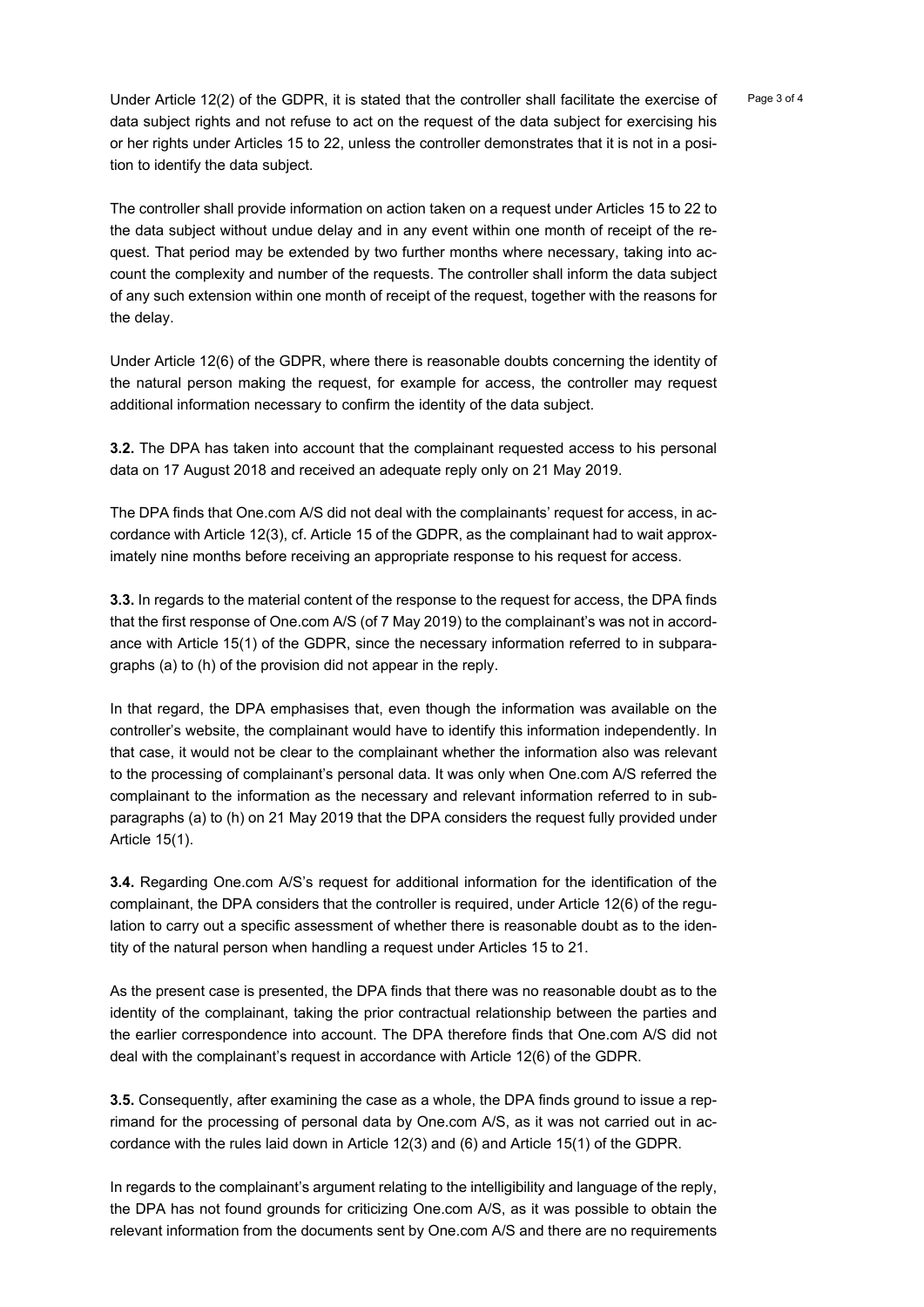Under Article 12(2) of the GDPR, it is stated that the controller shall facilitate the exercise of data subject rights and not refuse to act on the request of the data subject for exercising his or her rights under Articles 15 to 22, unless the controller demonstrates that it is not in a position to identify the data subject.

The controller shall provide information on action taken on a request under Articles 15 to 22 to the data subject without undue delay and in any event within one month of receipt of the request. That period may be extended by two further months where necessary, taking into account the complexity and number of the requests. The controller shall inform the data subject of any such extension within one month of receipt of the request, together with the reasons for the delay.

Under Article 12(6) of the GDPR, where there is reasonable doubts concerning the identity of the natural person making the request, for example for access, the controller may request additional information necessary to confirm the identity of the data subject.

**3.2.** The DPA has taken into account that the complainant requested access to his personal data on 17 August 2018 and received an adequate reply only on 21 May 2019.

The DPA finds that One.com A/S did not deal with the complainants' request for access, in accordance with Article 12(3), cf. Article 15 of the GDPR, as the complainant had to wait approximately nine months before receiving an appropriate response to his request for access.

**3.3.** In regards to the material content of the response to the request for access, the DPA finds that the first response of One.com A/S (of 7 May 2019) to the complainant's was not in accordance with Article 15(1) of the GDPR, since the necessary information referred to in subparagraphs (a) to (h) of the provision did not appear in the reply.

In that regard, the DPA emphasises that, even though the information was available on the controller's website, the complainant would have to identify this information independently. In that case, it would not be clear to the complainant whether the information also was relevant to the processing of complainant's personal data. It was only when One.com A/S referred the complainant to the information as the necessary and relevant information referred to in subparagraphs (a) to (h) on 21 May 2019 that the DPA considers the request fully provided under Article 15(1).

**3.4.** Regarding One.com A/S's request for additional information for the identification of the complainant, the DPA considers that the controller is required, under Article 12(6) of the regulation to carry out a specific assessment of whether there is reasonable doubt as to the identity of the natural person when handling a request under Articles 15 to 21.

As the present case is presented, the DPA finds that there was no reasonable doubt as to the identity of the complainant, taking the prior contractual relationship between the parties and the earlier correspondence into account. The DPA therefore finds that One.com A/S did not deal with the complainant's request in accordance with Article 12(6) of the GDPR.

**3.5.** Consequently, after examining the case as a whole, the DPA finds ground to issue a reprimand for the processing of personal data by One.com A/S, as it was not carried out in accordance with the rules laid down in Article 12(3) and (6) and Article 15(1) of the GDPR.

In regards to the complainant's argument relating to the intelligibility and language of the reply, the DPA has not found grounds for criticizing One.com A/S, as it was possible to obtain the relevant information from the documents sent by One.com A/S and there are no requirements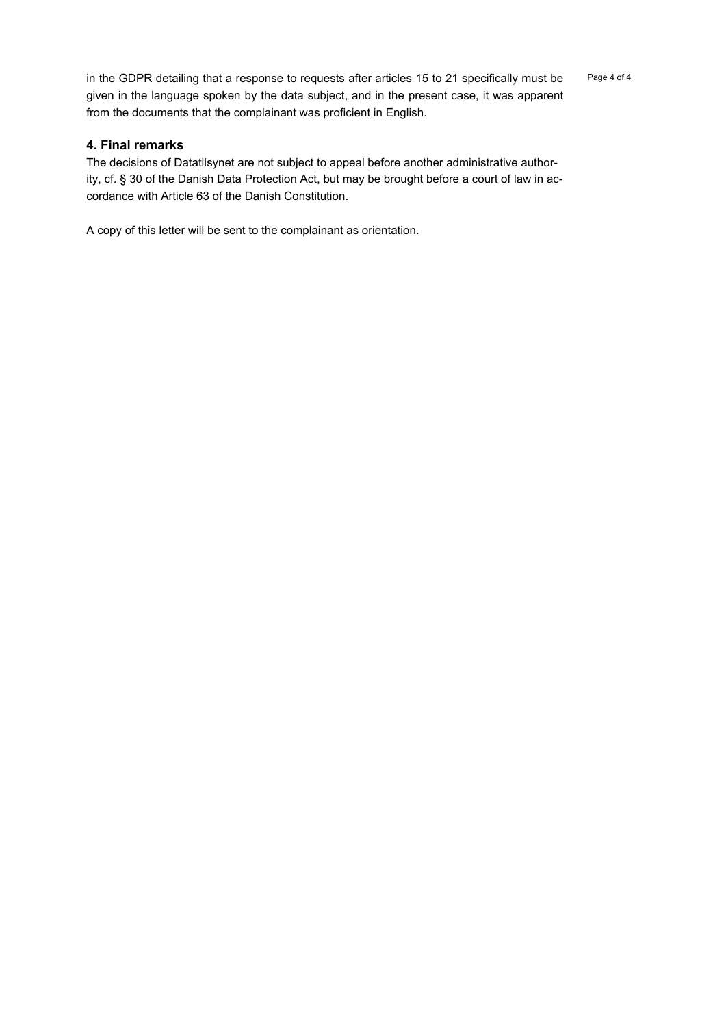in the GDPR detailing that a response to requests after articles 15 to 21 specifically must be given in the language spoken by the data subject, and in the present case, it was apparent from the documents that the complainant was proficient in English.

## 4. Final remarks

The decisions of Datatilsynet are not subject to appeal before another administrative authority, cf. § 30 of the Danish Data Protection Act, but may be brought before a court of law in accordance with Article 63 of the Danish Constitution.

A copy of this letter will be sent to the complainant as orientation.